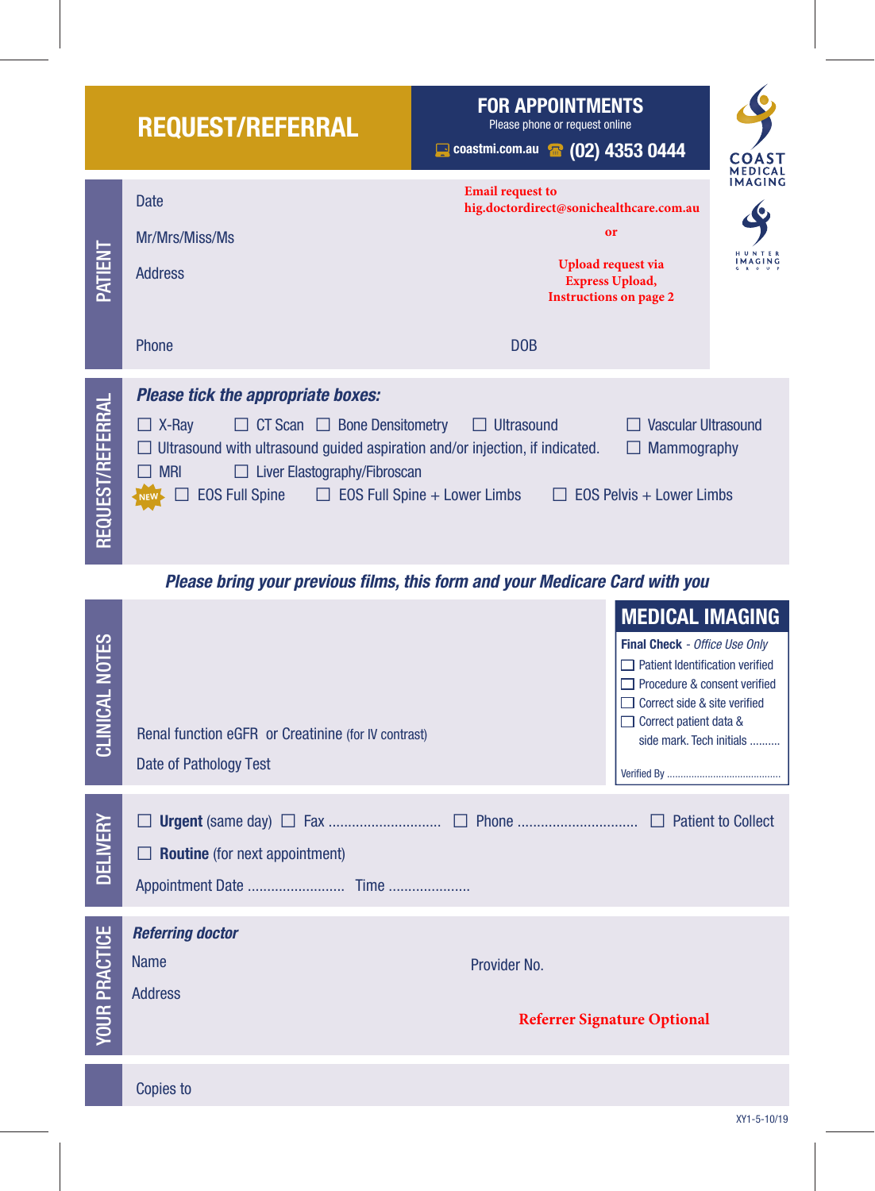# REQUEST/REFERRAL

## FOR APPOINTMENTS

Please phone or request online

coastmi.com.au (02) 4353 0444

COAST MEDICAL IMAGING

HUNTER IMAGING GROUP

## PATIENT

Date

Mr/Mrs/Miss/Ms

Address

Phone

DOB

**Email request to hig.doctordirect@sonichealthcare.com.au**

**or**

**Upload request via Express Upload, Instructions on page 2**

## REQUEST/REFERRAL

***Please tick the appropriate boxes:***

- ☐ X-Ray
- ☐ CT Scan
- ☐ Bone Densitometry
- ☐ Ultrasound
- ☐ Vascular Ultrasound
- ☐ Ultrasound with ultrasound guided aspiration and/or injection, if indicated.
- ☐ Mammography
- ☐ MRI
- ☐ Liver Elastography/Fibroscan
- NEW ☐ EOS Full Spine
- ☐ EOS Full Spine + Lower Limbs
- ☐ EOS Pelvis + Lower Limbs

***Please bring your previous films, this form and your Medicare Card with you***

## CLINICAL NOTES

Renal function eGFR or Creatinine (for IV contrast)

Date of Pathology Test

## MEDICAL IMAGING

**Final Check** - *Office Use Only*

- ☐ Patient Identification verified
- ☐ Procedure & consent verified
- ☐ Correct side & site verified
- ☐ Correct patient data & side mark. Tech initials ..........

Verified By ..........................................

## DELIVERY

☐ **Urgent** (same day) ☐ Fax ............................ ☐ Phone .............................. ☐ Patient to Collect

☐ **Routine** (for next appointment)

Appointment Date ......................... Time .....................

## YOUR PRACTICE

***Referring doctor***

Name

Provider No.

Address

**Referrer Signature Optional**

Copies to

XY1-5-10/19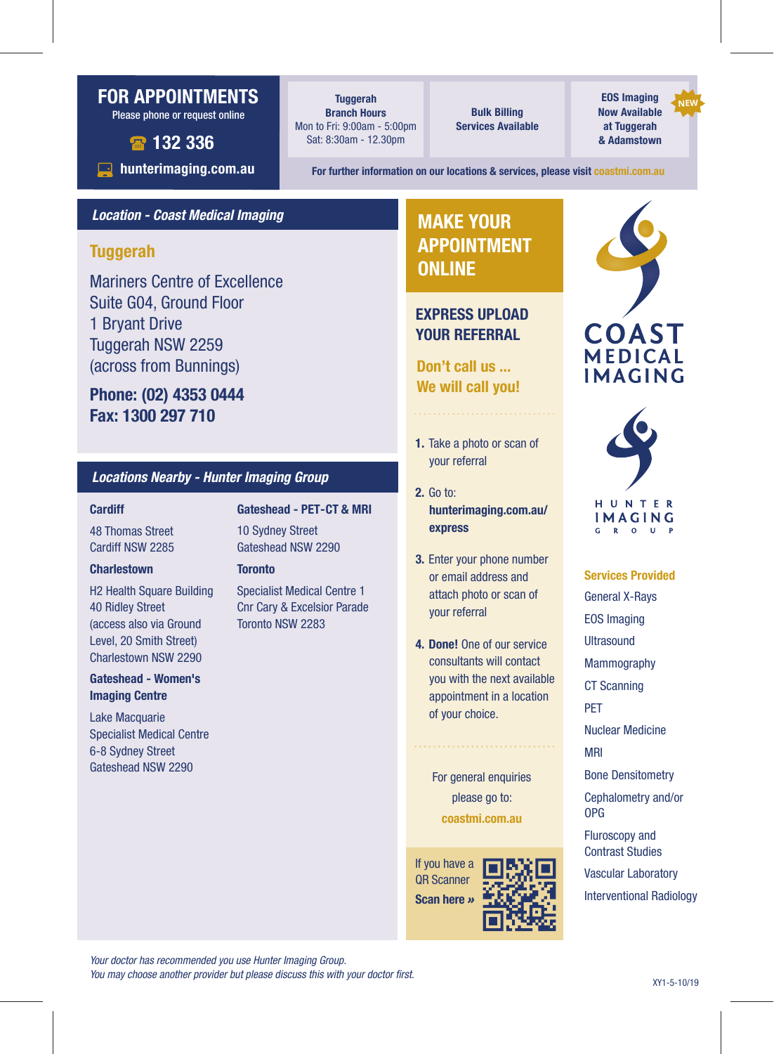## FOR APPOINTMENTS

Please phone or request online

☎ 132 336

hunterimaging.com.au

**Tuggerah Branch Hours**
Mon to Fri: 9:00am - 5:00pm
Sat: 8:30am - 12.30pm

**Bulk Billing Services Available**

**EOS Imaging Now Available at Tuggerah & Adamstown** NEW

**For further information on our locations & services, please visit coastmi.com.au**

### *Location - Coast Medical Imaging*

**Tuggerah**

Mariners Centre of Excellence
Suite G04, Ground Floor
1 Bryant Drive
Tuggerah NSW 2259
(across from Bunnings)

**Phone: (02) 4353 0444**
**Fax: 1300 297 710**

### *Locations Nearby - Hunter Imaging Group*

**Cardiff**

48 Thomas Street
Cardiff NSW 2285

**Charlestown**

H2 Health Square Building
40 Ridley Street
(access also via Ground Level, 20 Smith Street)
Charlestown NSW 2290

**Gateshead - Women's Imaging Centre**

Lake Macquarie
Specialist Medical Centre
6-8 Sydney Street
Gateshead NSW 2290

**Gateshead - PET-CT & MRI**

10 Sydney Street
Gateshead NSW 2290

**Toronto**

Specialist Medical Centre 1
Cnr Cary & Excelsior Parade
Toronto NSW 2283

## MAKE YOUR APPOINTMENT ONLINE

### EXPRESS UPLOAD YOUR REFERRAL

**Don't call us ...**
**We will call you!**

1. Take a photo or scan of your referral
2. Go to: **hunterimaging.com.au/express**
3. Enter your phone number or email address and attach photo or scan of your referral
4. **Done!** One of our service consultants will contact you with the next available appointment in a location of your choice.

For general enquiries please go to:
**coastmi.com.au**

If you have a QR Scanner **Scan here »**

COAST MEDICAL IMAGING

HUNTER IMAGING GROUP

**Services Provided**

- General X-Rays
- EOS Imaging
- Ultrasound
- Mammography
- CT Scanning
- PET
- Nuclear Medicine
- MRI
- Bone Densitometry
- Cephalometry and/or OPG
- Fluroscopy and Contrast Studies
- Vascular Laboratory
- Interventional Radiology

*Your doctor has recommended you use Hunter Imaging Group.*
*You may choose another provider but please discuss this with your doctor first.*

XY1-5-10/19